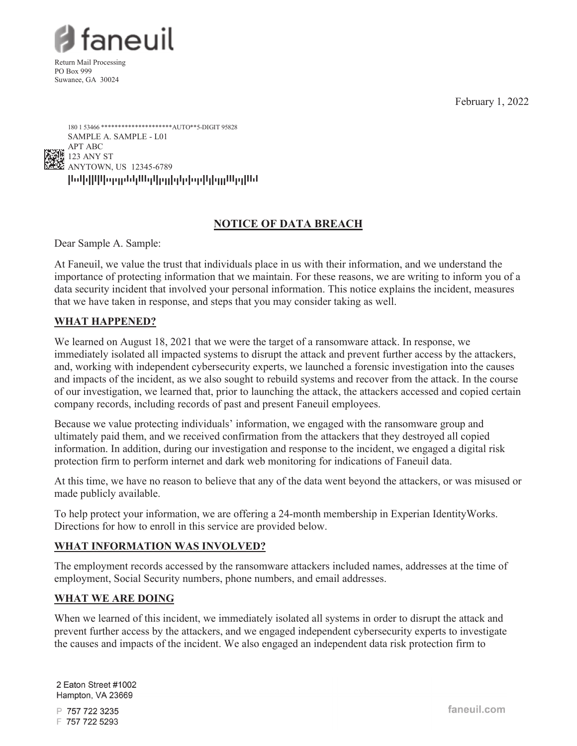faneuil

Return Mail Processing
PO Box 999
Suwanee, GA 30024

February 1, 2022

180 1 53466 ********************AUTO**5-DIGIT 95828
SAMPLE A. SAMPLE - L01
APT ABC
123 ANY ST
ANYTOWN, US 12345-6789

## NOTICE OF DATA BREACH

Dear Sample A. Sample:

At Faneuil, we value the trust that individuals place in us with their information, and we understand the importance of protecting information that we maintain. For these reasons, we are writing to inform you of a data security incident that involved your personal information. This notice explains the incident, measures that we have taken in response, and steps that you may consider taking as well.

### WHAT HAPPENED?

We learned on August 18, 2021 that we were the target of a ransomware attack. In response, we immediately isolated all impacted systems to disrupt the attack and prevent further access by the attackers, and, working with independent cybersecurity experts, we launched a forensic investigation into the causes and impacts of the incident, as we also sought to rebuild systems and recover from the attack. In the course of our investigation, we learned that, prior to launching the attack, the attackers accessed and copied certain company records, including records of past and present Faneuil employees.

Because we value protecting individuals' information, we engaged with the ransomware group and ultimately paid them, and we received confirmation from the attackers that they destroyed all copied information. In addition, during our investigation and response to the incident, we engaged a digital risk protection firm to perform internet and dark web monitoring for indications of Faneuil data.

At this time, we have no reason to believe that any of the data went beyond the attackers, or was misused or made publicly available.

To help protect your information, we are offering a 24-month membership in Experian IdentityWorks. Directions for how to enroll in this service are provided below.

### WHAT INFORMATION WAS INVOLVED?

The employment records accessed by the ransomware attackers included names, addresses at the time of employment, Social Security numbers, phone numbers, and email addresses.

### WHAT WE ARE DOING

When we learned of this incident, we immediately isolated all systems in order to disrupt the attack and prevent further access by the attackers, and we engaged independent cybersecurity experts to investigate the causes and impacts of the incident. We also engaged an independent data risk protection firm to

2 Eaton Street #1002
Hampton, VA 23669

P 757 722 3235
F 757 722 5293

faneuil.com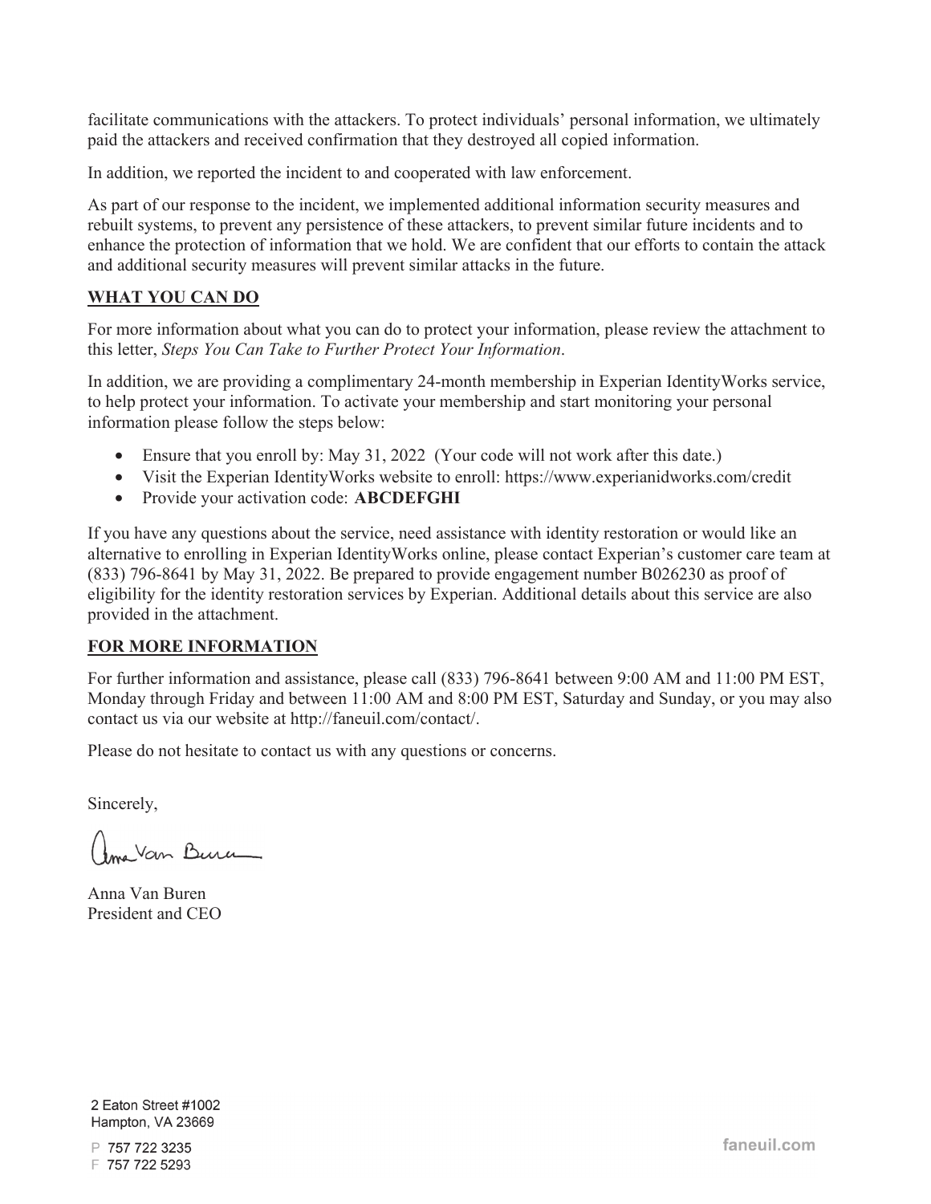facilitate communications with the attackers. To protect individuals' personal information, we ultimately paid the attackers and received confirmation that they destroyed all copied information.

In addition, we reported the incident to and cooperated with law enforcement.

As part of our response to the incident, we implemented additional information security measures and rebuilt systems, to prevent any persistence of these attackers, to prevent similar future incidents and to enhance the protection of information that we hold. We are confident that our efforts to contain the attack and additional security measures will prevent similar attacks in the future.

**WHAT YOU CAN DO**

For more information about what you can do to protect your information, please review the attachment to this letter, *Steps You Can Take to Further Protect Your Information*.

In addition, we are providing a complimentary 24-month membership in Experian IdentityWorks service, to help protect your information. To activate your membership and start monitoring your personal information please follow the steps below:

- Ensure that you enroll by: May 31, 2022 (Your code will not work after this date.)
- Visit the Experian IdentityWorks website to enroll: https://www.experianidworks.com/credit
- Provide your activation code: **ABCDEFGHI**

If you have any questions about the service, need assistance with identity restoration or would like an alternative to enrolling in Experian IdentityWorks online, please contact Experian's customer care team at (833) 796-8641 by May 31, 2022. Be prepared to provide engagement number B026230 as proof of eligibility for the identity restoration services by Experian. Additional details about this service are also provided in the attachment.

**FOR MORE INFORMATION**

For further information and assistance, please call (833) 796-8641 between 9:00 AM and 11:00 PM EST, Monday through Friday and between 11:00 AM and 8:00 PM EST, Saturday and Sunday, or you may also contact us via our website at http://faneuil.com/contact/.

Please do not hesitate to contact us with any questions or concerns.

Sincerely,

Anna Van Buren
President and CEO

2 Eaton Street #1002
Hampton, VA 23669

P 757 722 3235
F 757 722 5293

faneuil.com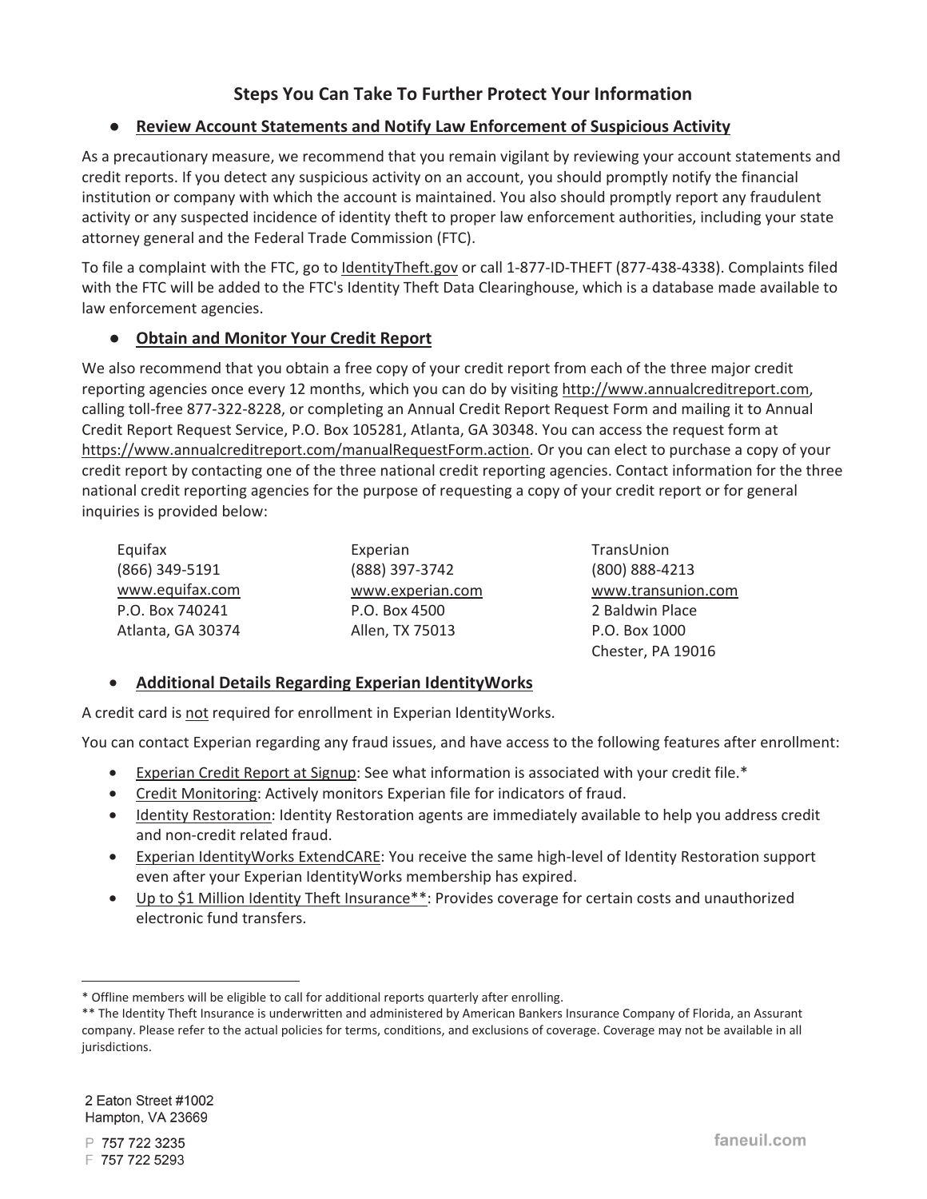## Steps You Can Take To Further Protect Your Information

- **Review Account Statements and Notify Law Enforcement of Suspicious Activity**

As a precautionary measure, we recommend that you remain vigilant by reviewing your account statements and credit reports. If you detect any suspicious activity on an account, you should promptly notify the financial institution or company with which the account is maintained. You also should promptly report any fraudulent activity or any suspected incidence of identity theft to proper law enforcement authorities, including your state attorney general and the Federal Trade Commission (FTC).

To file a complaint with the FTC, go to IdentityTheft.gov or call 1-877-ID-THEFT (877-438-4338). Complaints filed with the FTC will be added to the FTC's Identity Theft Data Clearinghouse, which is a database made available to law enforcement agencies.

- **Obtain and Monitor Your Credit Report**

We also recommend that you obtain a free copy of your credit report from each of the three major credit reporting agencies once every 12 months, which you can do by visiting http://www.annualcreditreport.com, calling toll-free 877-322-8228, or completing an Annual Credit Report Request Form and mailing it to Annual Credit Report Request Service, P.O. Box 105281, Atlanta, GA 30348. You can access the request form at https://www.annualcreditreport.com/manualRequestForm.action. Or you can elect to purchase a copy of your credit report by contacting one of the three national credit reporting agencies. Contact information for the three national credit reporting agencies for the purpose of requesting a copy of your credit report or for general inquiries is provided below:

Equifax
(866) 349-5191
www.equifax.com
P.O. Box 740241
Atlanta, GA 30374

Experian
(888) 397-3742
www.experian.com
P.O. Box 4500
Allen, TX 75013

TransUnion
(800) 888-4213
www.transunion.com
2 Baldwin Place
P.O. Box 1000
Chester, PA 19016

- **Additional Details Regarding Experian IdentityWorks**

A credit card is not required for enrollment in Experian IdentityWorks.

You can contact Experian regarding any fraud issues, and have access to the following features after enrollment:

- Experian Credit Report at Signup: See what information is associated with your credit file.*
- Credit Monitoring: Actively monitors Experian file for indicators of fraud.
- Identity Restoration: Identity Restoration agents are immediately available to help you address credit and non-credit related fraud.
- Experian IdentityWorks ExtendCARE: You receive the same high-level of Identity Restoration support even after your Experian IdentityWorks membership has expired.
- Up to $1 Million Identity Theft Insurance**: Provides coverage for certain costs and unauthorized electronic fund transfers.

---

* Offline members will be eligible to call for additional reports quarterly after enrolling.

** The Identity Theft Insurance is underwritten and administered by American Bankers Insurance Company of Florida, an Assurant company. Please refer to the actual policies for terms, conditions, and exclusions of coverage. Coverage may not be available in all jurisdictions.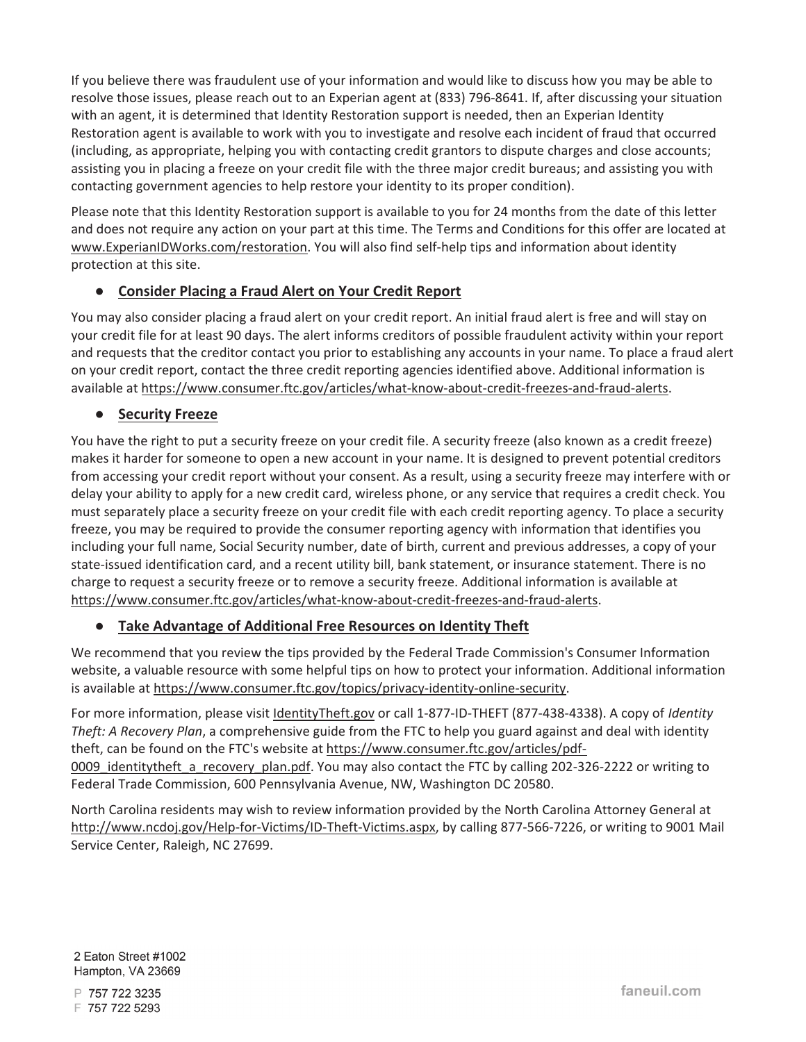If you believe there was fraudulent use of your information and would like to discuss how you may be able to resolve those issues, please reach out to an Experian agent at (833) 796-8641. If, after discussing your situation with an agent, it is determined that Identity Restoration support is needed, then an Experian Identity Restoration agent is available to work with you to investigate and resolve each incident of fraud that occurred (including, as appropriate, helping you with contacting credit grantors to dispute charges and close accounts; assisting you in placing a freeze on your credit file with the three major credit bureaus; and assisting you with contacting government agencies to help restore your identity to its proper condition).

Please note that this Identity Restoration support is available to you for 24 months from the date of this letter and does not require any action on your part at this time. The Terms and Conditions for this offer are located at www.ExperianIDWorks.com/restoration. You will also find self-help tips and information about identity protection at this site.

- **Consider Placing a Fraud Alert on Your Credit Report**

You may also consider placing a fraud alert on your credit report. An initial fraud alert is free and will stay on your credit file for at least 90 days. The alert informs creditors of possible fraudulent activity within your report and requests that the creditor contact you prior to establishing any accounts in your name. To place a fraud alert on your credit report, contact the three credit reporting agencies identified above. Additional information is available at https://www.consumer.ftc.gov/articles/what-know-about-credit-freezes-and-fraud-alerts.

- **Security Freeze**

You have the right to put a security freeze on your credit file. A security freeze (also known as a credit freeze) makes it harder for someone to open a new account in your name. It is designed to prevent potential creditors from accessing your credit report without your consent. As a result, using a security freeze may interfere with or delay your ability to apply for a new credit card, wireless phone, or any service that requires a credit check. You must separately place a security freeze on your credit file with each credit reporting agency. To place a security freeze, you may be required to provide the consumer reporting agency with information that identifies you including your full name, Social Security number, date of birth, current and previous addresses, a copy of your state-issued identification card, and a recent utility bill, bank statement, or insurance statement. There is no charge to request a security freeze or to remove a security freeze. Additional information is available at https://www.consumer.ftc.gov/articles/what-know-about-credit-freezes-and-fraud-alerts.

- **Take Advantage of Additional Free Resources on Identity Theft**

We recommend that you review the tips provided by the Federal Trade Commission's Consumer Information website, a valuable resource with some helpful tips on how to protect your information. Additional information is available at https://www.consumer.ftc.gov/topics/privacy-identity-online-security.

For more information, please visit IdentityTheft.gov or call 1-877-ID-THEFT (877-438-4338). A copy of *Identity Theft: A Recovery Plan*, a comprehensive guide from the FTC to help you guard against and deal with identity theft, can be found on the FTC's website at https://www.consumer.ftc.gov/articles/pdf-0009_identitytheft_a_recovery_plan.pdf. You may also contact the FTC by calling 202-326-2222 or writing to Federal Trade Commission, 600 Pennsylvania Avenue, NW, Washington DC 20580.

North Carolina residents may wish to review information provided by the North Carolina Attorney General at http://www.ncdoj.gov/Help-for-Victims/ID-Theft-Victims.aspx, by calling 877-566-7226, or writing to 9001 Mail Service Center, Raleigh, NC 27699.